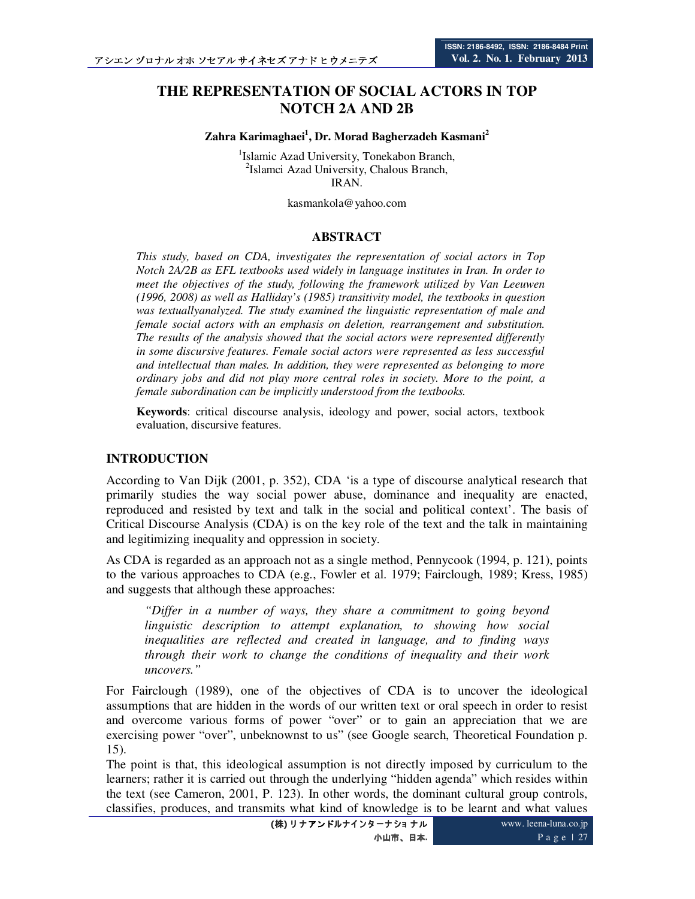# THE REPRESENTATION OF SOCIAL ACTORS IN TOP NOTCH 2A AND 2B

**Zahra Karimaghaei[1], Dr. Morad Bagherzadeh Kasmani[2]**

[1]Islamic Azad University, Tonekabon Branch,
[2]Islamci Azad University, Chalous Branch,
IRAN.

kasmankola@yahoo.com

## ABSTRACT

*This study, based on CDA, investigates the representation of social actors in Top Notch 2A/2B as EFL textbooks used widely in language institutes in Iran. In order to meet the objectives of the study, following the framework utilized by Van Leeuwen (1996, 2008) as well as Halliday's (1985) transitivity model, the textbooks in question was textuallyanalyzed. The study examined the linguistic representation of male and female social actors with an emphasis on deletion, rearrangement and substitution. The results of the analysis showed that the social actors were represented differently in some discursive features. Female social actors were represented as less successful and intellectual than males. In addition, they were represented as belonging to more ordinary jobs and did not play more central roles in society. More to the point, a female subordination can be implicitly understood from the textbooks.*

**Keywords**: critical discourse analysis, ideology and power, social actors, textbook evaluation, discursive features.

## INTRODUCTION

According to Van Dijk (2001, p. 352), CDA 'is a type of discourse analytical research that primarily studies the way social power abuse, dominance and inequality are enacted, reproduced and resisted by text and talk in the social and political context'. The basis of Critical Discourse Analysis (CDA) is on the key role of the text and the talk in maintaining and legitimizing inequality and oppression in society.

As CDA is regarded as an approach not as a single method, Pennycook (1994, p. 121), points to the various approaches to CDA (e.g., Fowler et al. 1979; Fairclough, 1989; Kress, 1985) and suggests that although these approaches:

> *"Differ in a number of ways, they share a commitment to going beyond linguistic description to attempt explanation, to showing how social inequalities are reflected and created in language, and to finding ways through their work to change the conditions of inequality and their work uncovers."*

For Fairclough (1989), one of the objectives of CDA is to uncover the ideological assumptions that are hidden in the words of our written text or oral speech in order to resist and overcome various forms of power "over" or to gain an appreciation that we are exercising power "over", unbeknownst to us" (see Google search, Theoretical Foundation p. 15).

The point is that, this ideological assumption is not directly imposed by curriculum to the learners; rather it is carried out through the underlying "hidden agenda" which resides within the text (see Cameron, 2001, P. 123). In other words, the dominant cultural group controls, classifies, produces, and transmits what kind of knowledge is to be learnt and what values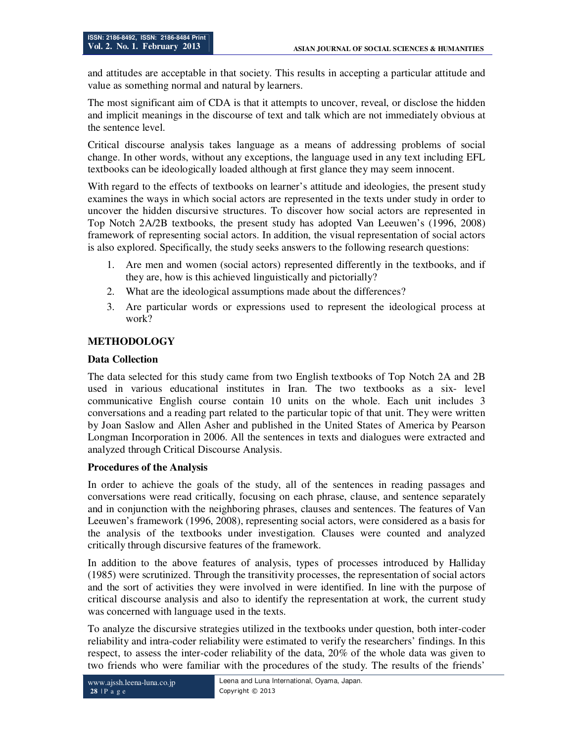and attitudes are acceptable in that society. This results in accepting a particular attitude and value as something normal and natural by learners.

The most significant aim of CDA is that it attempts to uncover, reveal, or disclose the hidden and implicit meanings in the discourse of text and talk which are not immediately obvious at the sentence level.

Critical discourse analysis takes language as a means of addressing problems of social change. In other words, without any exceptions, the language used in any text including EFL textbooks can be ideologically loaded although at first glance they may seem innocent.

With regard to the effects of textbooks on learner's attitude and ideologies, the present study examines the ways in which social actors are represented in the texts under study in order to uncover the hidden discursive structures. To discover how social actors are represented in Top Notch 2A/2B textbooks, the present study has adopted Van Leeuwen's (1996, 2008) framework of representing social actors. In addition, the visual representation of social actors is also explored. Specifically, the study seeks answers to the following research questions:

1. Are men and women (social actors) represented differently in the textbooks, and if they are, how is this achieved linguistically and pictorially?
2. What are the ideological assumptions made about the differences?
3. Are particular words or expressions used to represent the ideological process at work?

## METHODOLOGY

### Data Collection

The data selected for this study came from two English textbooks of Top Notch 2A and 2B used in various educational institutes in Iran. The two textbooks as a six- level communicative English course contain 10 units on the whole. Each unit includes 3 conversations and a reading part related to the particular topic of that unit. They were written by Joan Saslow and Allen Asher and published in the United States of America by Pearson Longman Incorporation in 2006. All the sentences in texts and dialogues were extracted and analyzed through Critical Discourse Analysis.

### Procedures of the Analysis

In order to achieve the goals of the study, all of the sentences in reading passages and conversations were read critically, focusing on each phrase, clause, and sentence separately and in conjunction with the neighboring phrases, clauses and sentences. The features of Van Leeuwen's framework (1996, 2008), representing social actors, were considered as a basis for the analysis of the textbooks under investigation. Clauses were counted and analyzed critically through discursive features of the framework.

In addition to the above features of analysis, types of processes introduced by Halliday (1985) were scrutinized. Through the transitivity processes, the representation of social actors and the sort of activities they were involved in were identified. In line with the purpose of critical discourse analysis and also to identify the representation at work, the current study was concerned with language used in the texts.

To analyze the discursive strategies utilized in the textbooks under question, both inter-coder reliability and intra-coder reliability were estimated to verify the researchers' findings. In this respect, to assess the inter-coder reliability of the data, 20% of the whole data was given to two friends who were familiar with the procedures of the study. The results of the friends'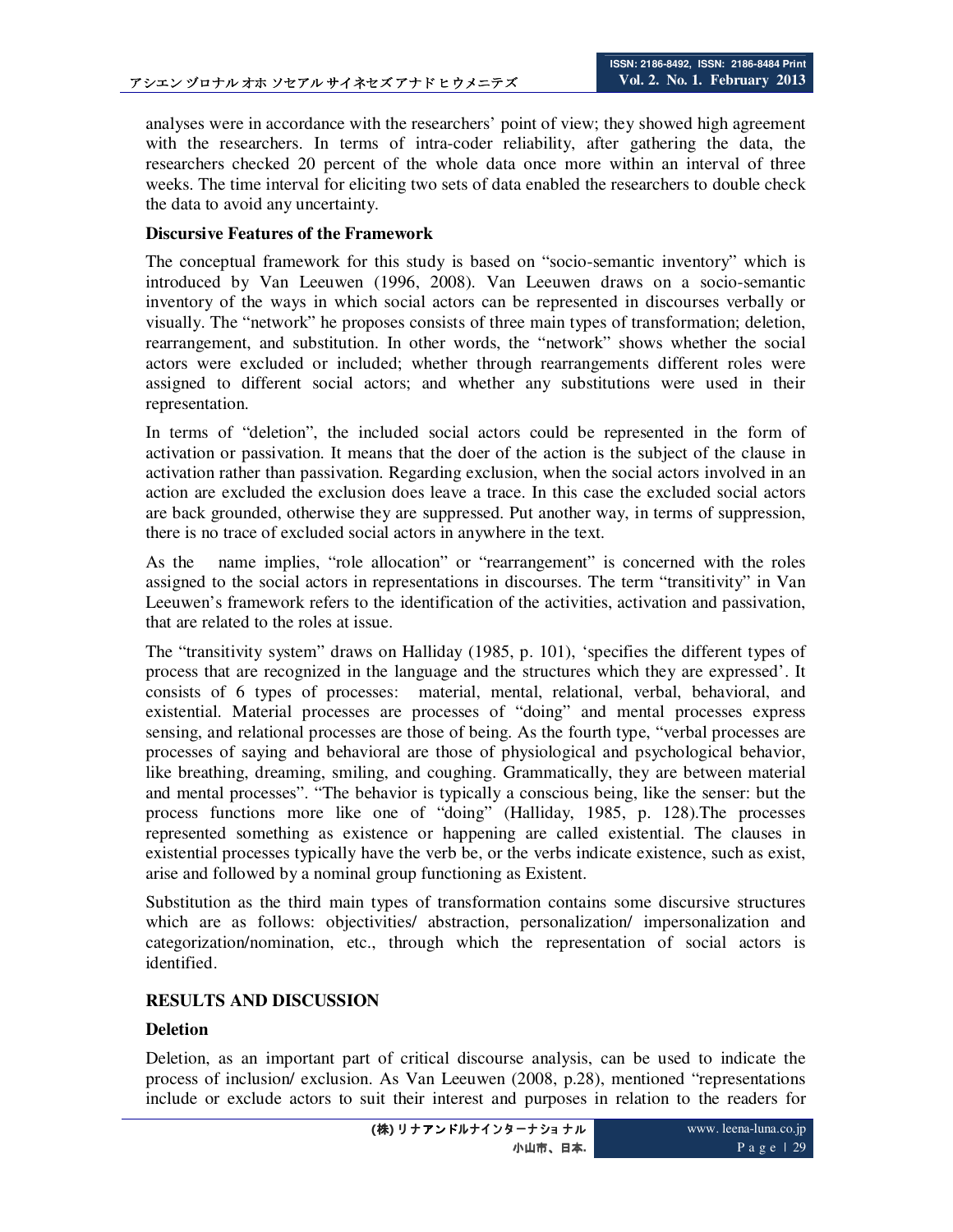analyses were in accordance with the researchers' point of view; they showed high agreement with the researchers. In terms of intra-coder reliability, after gathering the data, the researchers checked 20 percent of the whole data once more within an interval of three weeks. The time interval for eliciting two sets of data enabled the researchers to double check the data to avoid any uncertainty.

**Discursive Features of the Framework**

The conceptual framework for this study is based on "socio-semantic inventory" which is introduced by Van Leeuwen (1996, 2008). Van Leeuwen draws on a socio-semantic inventory of the ways in which social actors can be represented in discourses verbally or visually. The "network" he proposes consists of three main types of transformation; deletion, rearrangement, and substitution. In other words, the "network" shows whether the social actors were excluded or included; whether through rearrangements different roles were assigned to different social actors; and whether any substitutions were used in their representation.

In terms of "deletion", the included social actors could be represented in the form of activation or passivation. It means that the doer of the action is the subject of the clause in activation rather than passivation. Regarding exclusion, when the social actors involved in an action are excluded the exclusion does leave a trace. In this case the excluded social actors are back grounded, otherwise they are suppressed. Put another way, in terms of suppression, there is no trace of excluded social actors in anywhere in the text.

As the name implies, "role allocation" or "rearrangement" is concerned with the roles assigned to the social actors in representations in discourses. The term "transitivity" in Van Leeuwen's framework refers to the identification of the activities, activation and passivation, that are related to the roles at issue.

The "transitivity system" draws on Halliday (1985, p. 101), 'specifies the different types of process that are recognized in the language and the structures which they are expressed'. It consists of 6 types of processes: material, mental, relational, verbal, behavioral, and existential. Material processes are processes of "doing" and mental processes express sensing, and relational processes are those of being. As the fourth type, "verbal processes are processes of saying and behavioral are those of physiological and psychological behavior, like breathing, dreaming, smiling, and coughing. Grammatically, they are between material and mental processes". "The behavior is typically a conscious being, like the senser: but the process functions more like one of "doing" (Halliday, 1985, p. 128).The processes represented something as existence or happening are called existential. The clauses in existential processes typically have the verb be, or the verbs indicate existence, such as exist, arise and followed by a nominal group functioning as Existent.

Substitution as the third main types of transformation contains some discursive structures which are as follows: objectivities/ abstraction, personalization/ impersonalization and categorization/nomination, etc., through which the representation of social actors is identified.

## RESULTS AND DISCUSSION

### Deletion

Deletion, as an important part of critical discourse analysis, can be used to indicate the process of inclusion/ exclusion. As Van Leeuwen (2008, p.28), mentioned "representations include or exclude actors to suit their interest and purposes in relation to the readers for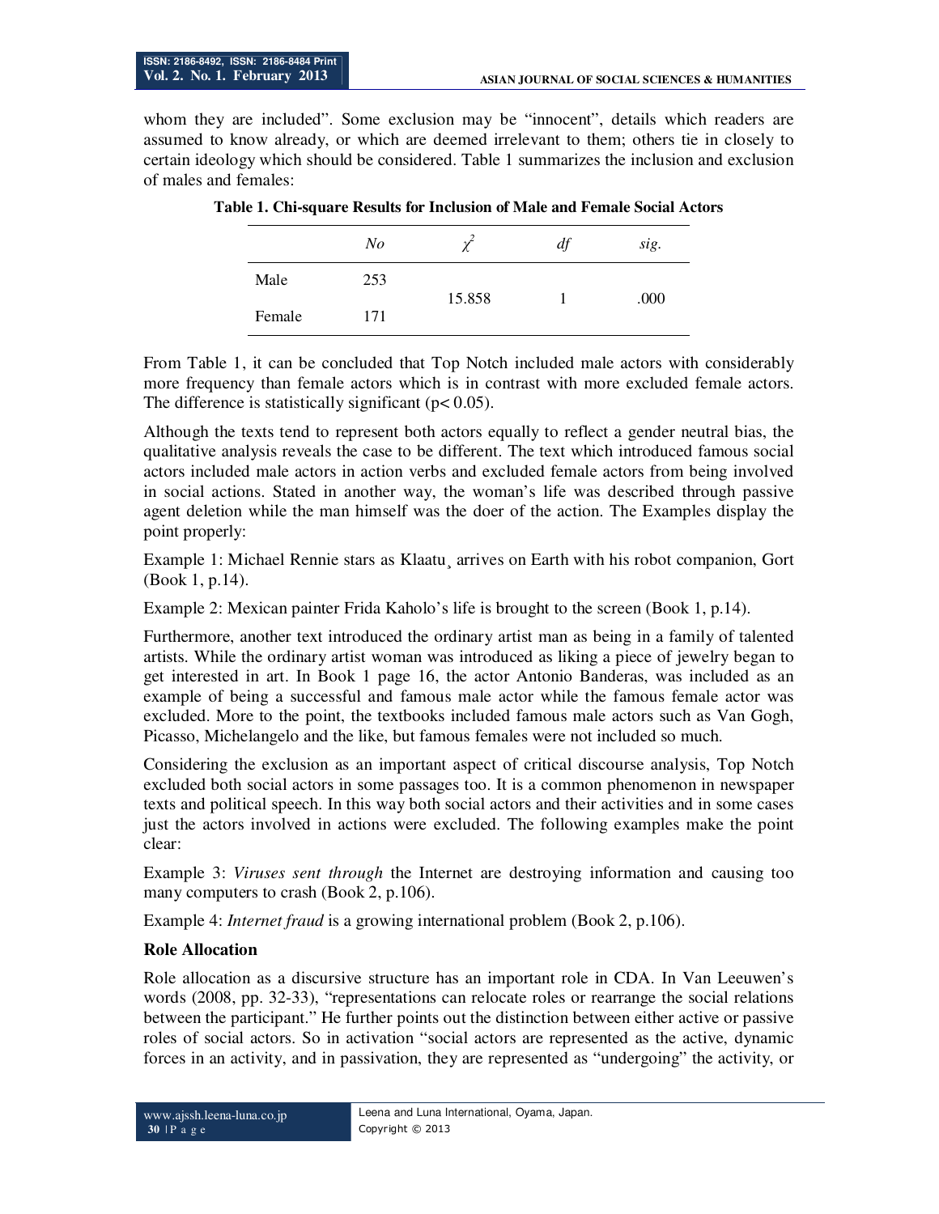whom they are included". Some exclusion may be "innocent", details which readers are assumed to know already, or which are deemed irrelevant to them; others tie in closely to certain ideology which should be considered. Table 1 summarizes the inclusion and exclusion of males and females:

**Table 1. Chi-square Results for Inclusion of Male and Female Social Actors**

| | *No* | $\chi^2$ | *df* | *sig.* |
|---|---|---|---|---|
| Male | 253 | 15.858 | 1 | .000 |
| Female | 171 | | | |

From Table 1, it can be concluded that Top Notch included male actors with considerably more frequency than female actors which is in contrast with more excluded female actors. The difference is statistically significant ($p < 0.05$).

Although the texts tend to represent both actors equally to reflect a gender neutral bias, the qualitative analysis reveals the case to be different. The text which introduced famous social actors included male actors in action verbs and excluded female actors from being involved in social actions. Stated in another way, the woman's life was described through passive agent deletion while the man himself was the doer of the action. The Examples display the point properly:

Example 1: Michael Rennie stars as Klaatu¸ arrives on Earth with his robot companion, Gort (Book 1, p.14).

Example 2: Mexican painter Frida Kaholo's life is brought to the screen (Book 1, p.14).

Furthermore, another text introduced the ordinary artist man as being in a family of talented artists. While the ordinary artist woman was introduced as liking a piece of jewelry began to get interested in art. In Book 1 page 16, the actor Antonio Banderas, was included as an example of being a successful and famous male actor while the famous female actor was excluded. More to the point, the textbooks included famous male actors such as Van Gogh, Picasso, Michelangelo and the like, but famous females were not included so much.

Considering the exclusion as an important aspect of critical discourse analysis, Top Notch excluded both social actors in some passages too. It is a common phenomenon in newspaper texts and political speech. In this way both social actors and their activities and in some cases just the actors involved in actions were excluded. The following examples make the point clear:

Example 3: *Viruses sent through* the Internet are destroying information and causing too many computers to crash (Book 2, p.106).

Example 4: *Internet fraud* is a growing international problem (Book 2, p.106).

**Role Allocation**

Role allocation as a discursive structure has an important role in CDA. In Van Leeuwen's words (2008, pp. 32-33), "representations can relocate roles or rearrange the social relations between the participant." He further points out the distinction between either active or passive roles of social actors. So in activation "social actors are represented as the active, dynamic forces in an activity, and in passivation, they are represented as "undergoing" the activity, or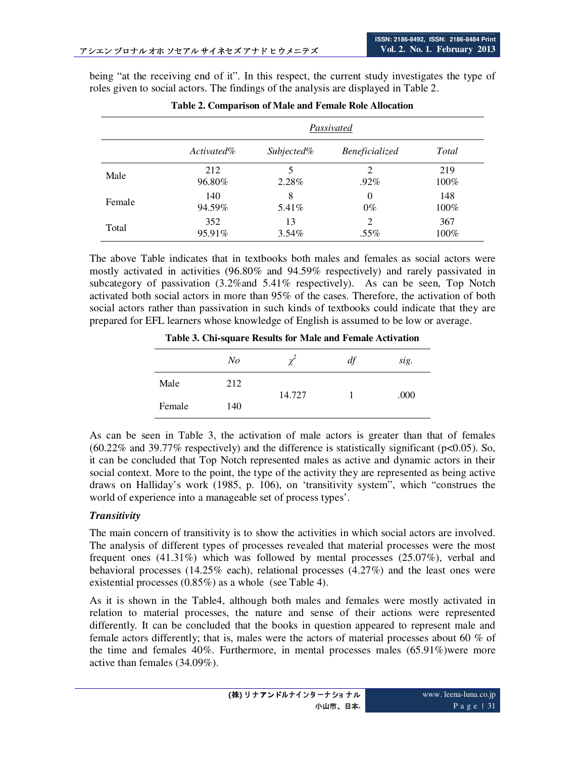being "at the receiving end of it". In this respect, the current study investigates the type of roles given to social actors. The findings of the analysis are displayed in Table 2.

**Table 2. Comparison of Male and Female Role Allocation**

| | | *Passivated* | | |
|---|---|---|---|---|
| | *Activated%* | *Subjected%* | *Beneficialized* | *Total* |
| Male | 212<br>96.80% | 5<br>2.28% | 2<br>.92% | 219<br>100% |
| Female | 140<br>94.59% | 8<br>5.41% | 0<br>0% | 148<br>100% |
| Total | 352<br>95.91% | 13<br>3.54% | 2<br>.55% | 367<br>100% |

The above Table indicates that in textbooks both males and females as social actors were mostly activated in activities (96.80% and 94.59% respectively) and rarely passivated in subcategory of passivation (3.2%and 5.41% respectively). As can be seen, Top Notch activated both social actors in more than 95% of the cases. Therefore, the activation of both social actors rather than passivation in such kinds of textbooks could indicate that they are prepared for EFL learners whose knowledge of English is assumed to be low or average.

**Table 3. Chi-square Results for Male and Female Activation**

| | *No* | $\chi^2$ | *df* | *sig.* |
|---|---|---|---|---|
| Male | 212 | 14.727 | 1 | .000 |
| Female | 140 | | | |

As can be seen in Table 3, the activation of male actors is greater than that of females (60.22% and 39.77% respectively) and the difference is statistically significant ($p<0.05$). So, it can be concluded that Top Notch represented males as active and dynamic actors in their social context. More to the point, the type of the activity they are represented as being active draws on Halliday's work (1985, p. 106), on 'transitivity system", which "construes the world of experience into a manageable set of process types'.

### *Transitivity*

The main concern of transitivity is to show the activities in which social actors are involved. The analysis of different types of processes revealed that material processes were the most frequent ones (41.31%) which was followed by mental processes (25.07%), verbal and behavioral processes (14.25% each), relational processes (4.27%) and the least ones were existential processes (0.85%) as a whole (see Table 4).

As it is shown in the Table4, although both males and females were mostly activated in relation to material processes, the nature and sense of their actions were represented differently. It can be concluded that the books in question appeared to represent male and female actors differently; that is, males were the actors of material processes about 60 % of the time and females 40%. Furthermore, in mental processes males (65.91%)were more active than females (34.09%).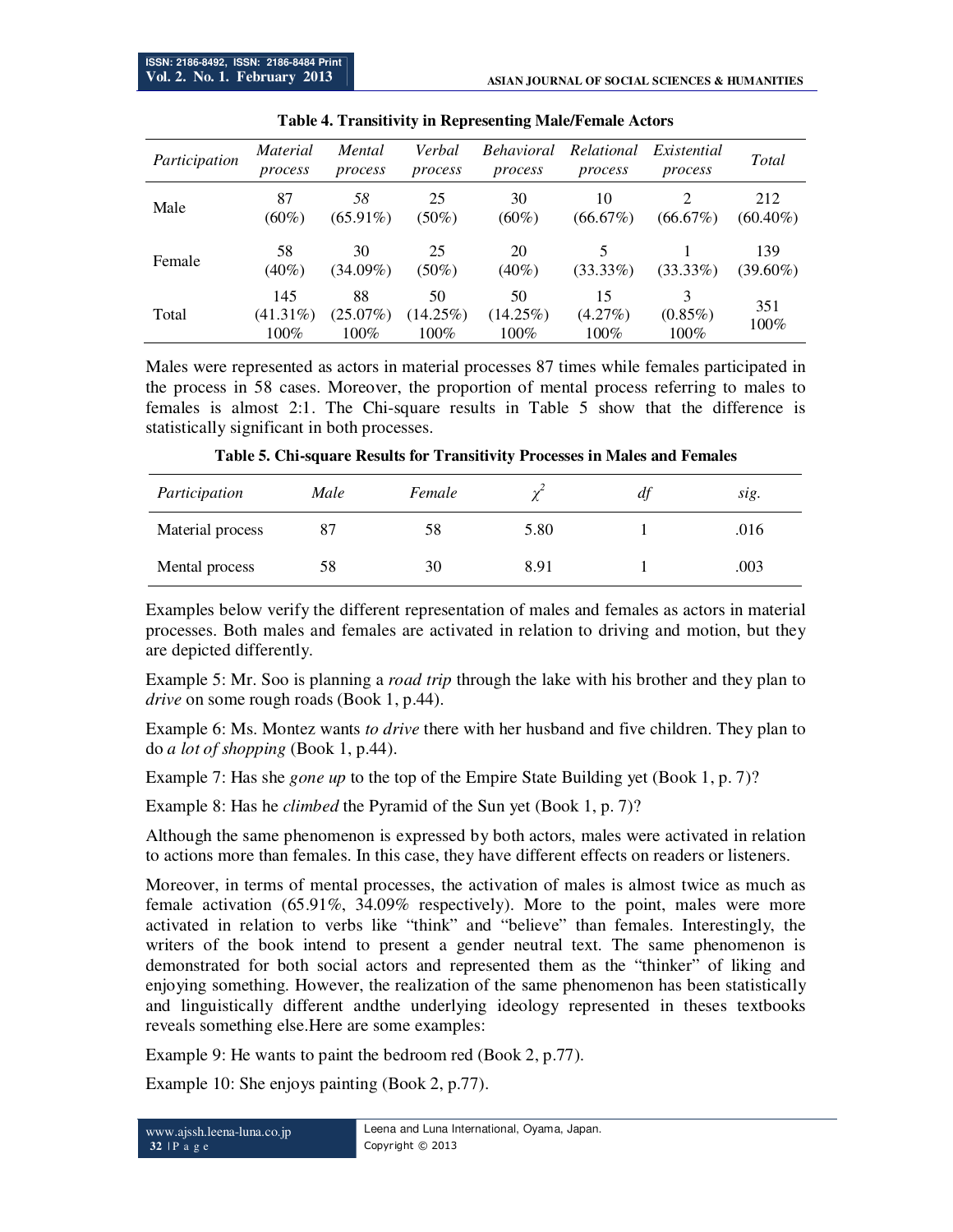**Table 4. Transitivity in Representing Male/Female Actors**

| *Participation* | *Material process* | *Mental process* | *Verbal process* | *Behavioral process* | *Relational process* | *Existential process* | *Total* |
|---|---|---|---|---|---|---|---|
| Male | 87 (60%) | 58 (65.91%) | 25 (50%) | 30 (60%) | 10 (66.67%) | 2 (66.67%) | 212 (60.40%) |
| Female | 58 (40%) | 30 (34.09%) | 25 (50%) | 20 (40%) | 5 (33.33%) | 1 (33.33%) | 139 (39.60%) |
| Total | 145 (41.31%) 100% | 88 (25.07%) 100% | 50 (14.25%) 100% | 50 (14.25%) 100% | 15 (4.27%) 100% | 3 (0.85%) 100% | 351 100% |

Males were represented as actors in material processes 87 times while females participated in the process in 58 cases. Moreover, the proportion of mental process referring to males to females is almost 2:1. The Chi-square results in Table 5 show that the difference is statistically significant in both processes.

**Table 5. Chi-square Results for Transitivity Processes in Males and Females**

| *Participation* | *Male* | *Female* | $\chi^2$ | *df* | *sig.* |
|---|---|---|---|---|---|
| Material process | 87 | 58 | 5.80 | 1 | .016 |
| Mental process | 58 | 30 | 8.91 | 1 | .003 |

Examples below verify the different representation of males and females as actors in material processes. Both males and females are activated in relation to driving and motion, but they are depicted differently.

Example 5: Mr. Soo is planning a *road trip* through the lake with his brother and they plan to *drive* on some rough roads (Book 1, p.44).

Example 6: Ms. Montez wants *to drive* there with her husband and five children. They plan to do *a lot of shopping* (Book 1, p.44).

Example 7: Has she *gone up* to the top of the Empire State Building yet (Book 1, p. 7)?

Example 8: Has he *climbed* the Pyramid of the Sun yet (Book 1, p. 7)?

Although the same phenomenon is expressed by both actors, males were activated in relation to actions more than females. In this case, they have different effects on readers or listeners.

Moreover, in terms of mental processes, the activation of males is almost twice as much as female activation (65.91%, 34.09% respectively). More to the point, males were more activated in relation to verbs like "think" and "believe" than females. Interestingly, the writers of the book intend to present a gender neutral text. The same phenomenon is demonstrated for both social actors and represented them as the "thinker" of liking and enjoying something. However, the realization of the same phenomenon has been statistically and linguistically different andthe underlying ideology represented in theses textbooks reveals something else.Here are some examples:

Example 9: He wants to paint the bedroom red (Book 2, p.77).

Example 10: She enjoys painting (Book 2, p.77).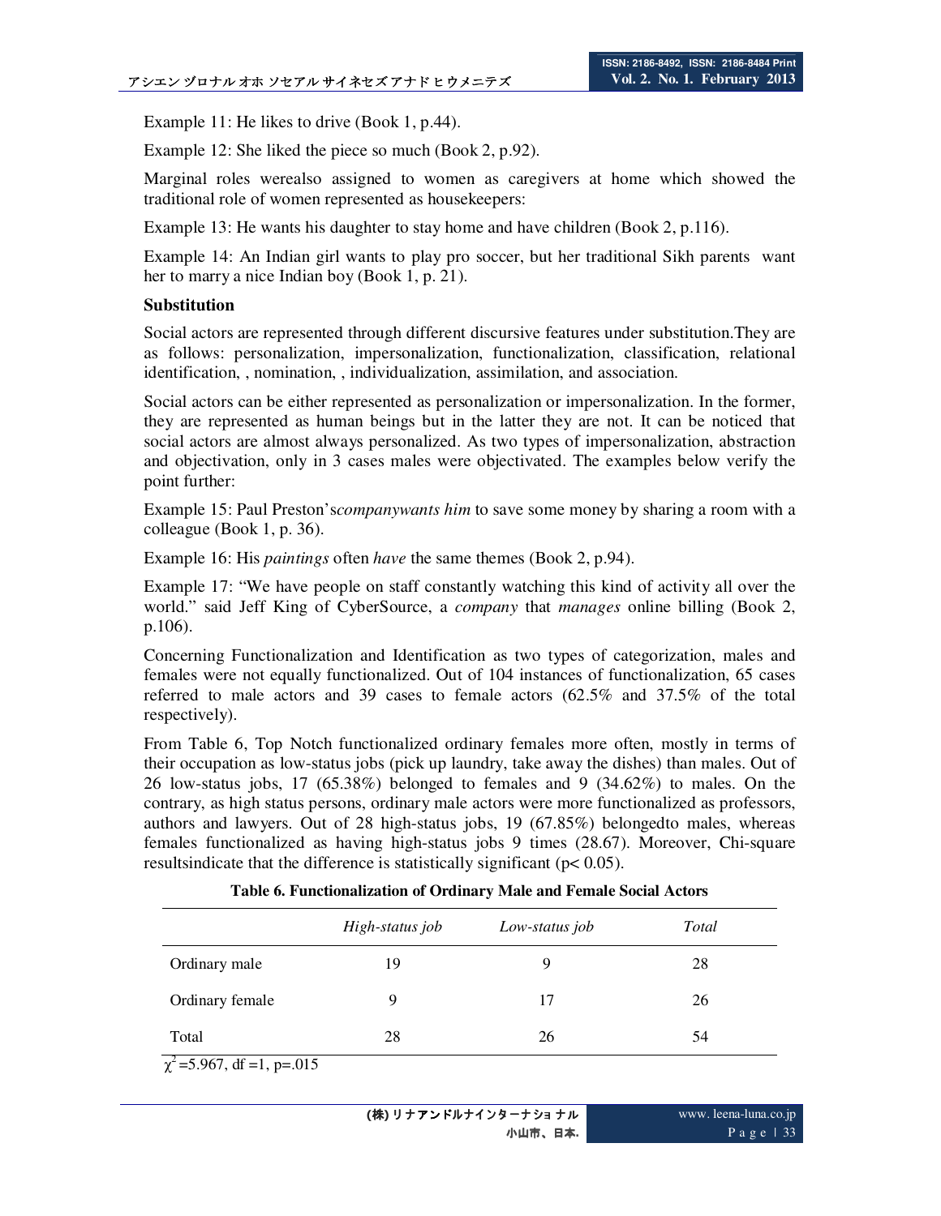Example 11: He likes to drive (Book 1, p.44).

Example 12: She liked the piece so much (Book 2, p.92).

Marginal roles werealso assigned to women as caregivers at home which showed the traditional role of women represented as housekeepers:

Example 13: He wants his daughter to stay home and have children (Book 2, p.116).

Example 14: An Indian girl wants to play pro soccer, but her traditional Sikh parents want her to marry a nice Indian boy (Book 1, p. 21).

**Substitution**

Social actors are represented through different discursive features under substitution.They are as follows: personalization, impersonalization, functionalization, classification, relational identification, , nomination, , individualization, assimilation, and association.

Social actors can be either represented as personalization or impersonalization. In the former, they are represented as human beings but in the latter they are not. It can be noticed that social actors are almost always personalized. As two types of impersonalization, abstraction and objectivation, only in 3 cases males were objectivated. The examples below verify the point further:

Example 15: Paul Preston's*companywants him* to save some money by sharing a room with a colleague (Book 1, p. 36).

Example 16: His *paintings* often *have* the same themes (Book 2, p.94).

Example 17: "We have people on staff constantly watching this kind of activity all over the world." said Jeff King of CyberSource, a *company* that *manages* online billing (Book 2, p.106).

Concerning Functionalization and Identification as two types of categorization, males and females were not equally functionalized. Out of 104 instances of functionalization, 65 cases referred to male actors and 39 cases to female actors (62.5% and 37.5% of the total respectively).

From Table 6, Top Notch functionalized ordinary females more often, mostly in terms of their occupation as low-status jobs (pick up laundry, take away the dishes) than males. Out of 26 low-status jobs, 17 (65.38%) belonged to females and 9 (34.62%) to males. On the contrary, as high status persons, ordinary male actors were more functionalized as professors, authors and lawyers. Out of 28 high-status jobs, 19 (67.85%) belongedto males, whereas females functionalized as having high-status jobs 9 times (28.67). Moreover, Chi-square resultsindicate that the difference is statistically significant ($p < 0.05$).

**Table 6. Functionalization of Ordinary Male and Female Social Actors**

| | *High-status job* | *Low-status job* | *Total* |
|---|---|---|---|
| Ordinary male | 19 | 9 | 28 |
| Ordinary female | 9 | 17 | 26 |
| Total | 28 | 26 | 54 |

$\chi^2$ =5.967, df =1, p=.015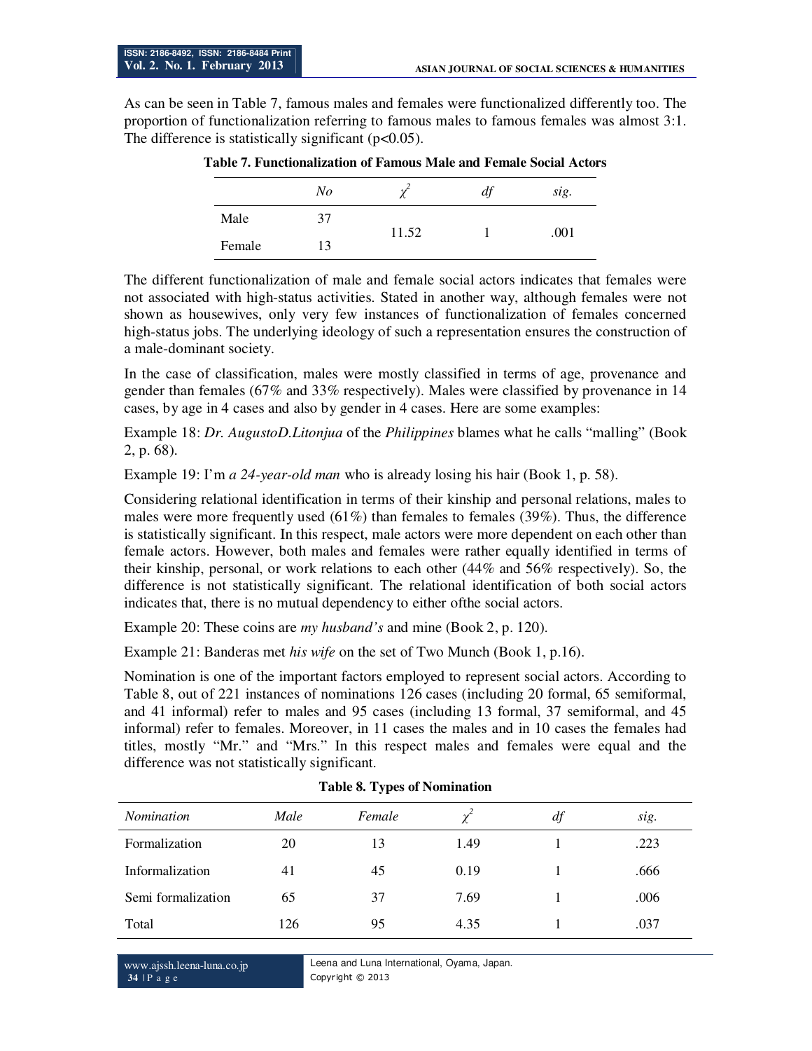As can be seen in Table 7, famous males and females were functionalized differently too. The proportion of functionalization referring to famous males to famous females was almost 3:1. The difference is statistically significant ($p<0.05$).

**Table 7. Functionalization of Famous Male and Female Social Actors**

| | *No* | $\chi^2$ | *df* | *sig.* |
|---|---|---|---|---|
| Male | 37 | 11.52 | 1 | .001 |
| Female | 13 | | | |

The different functionalization of male and female social actors indicates that females were not associated with high-status activities. Stated in another way, although females were not shown as housewives, only very few instances of functionalization of females concerned high-status jobs. The underlying ideology of such a representation ensures the construction of a male-dominant society.

In the case of classification, males were mostly classified in terms of age, provenance and gender than females (67% and 33% respectively). Males were classified by provenance in 14 cases, by age in 4 cases and also by gender in 4 cases. Here are some examples:

Example 18: *Dr. AugustoD.Litonjua* of the *Philippines* blames what he calls "malling" (Book 2, p. 68).

Example 19: I'm *a 24-year-old man* who is already losing his hair (Book 1, p. 58).

Considering relational identification in terms of their kinship and personal relations, males to males were more frequently used (61%) than females to females (39%). Thus, the difference is statistically significant. In this respect, male actors were more dependent on each other than female actors. However, both males and females were rather equally identified in terms of their kinship, personal, or work relations to each other (44% and 56% respectively). So, the difference is not statistically significant. The relational identification of both social actors indicates that, there is no mutual dependency to either ofthe social actors.

Example 20: These coins are *my husband's* and mine (Book 2, p. 120).

Example 21: Banderas met *his wife* on the set of Two Munch (Book 1, p.16).

Nomination is one of the important factors employed to represent social actors. According to Table 8, out of 221 instances of nominations 126 cases (including 20 formal, 65 semiformal, and 41 informal) refer to males and 95 cases (including 13 formal, 37 semiformal, and 45 informal) refer to females. Moreover, in 11 cases the males and in 10 cases the females had titles, mostly "Mr." and "Mrs." In this respect males and females were equal and the difference was not statistically significant.

**Table 8. Types of Nomination**

| *Nomination* | *Male* | *Female* | $\chi^2$ | *df* | *sig.* |
|---|---|---|---|---|---|
| Formalization | 20 | 13 | 1.49 | 1 | .223 |
| Informalization | 41 | 45 | 0.19 | 1 | .666 |
| Semi formalization | 65 | 37 | 7.69 | 1 | .006 |
| Total | 126 | 95 | 4.35 | 1 | .037 |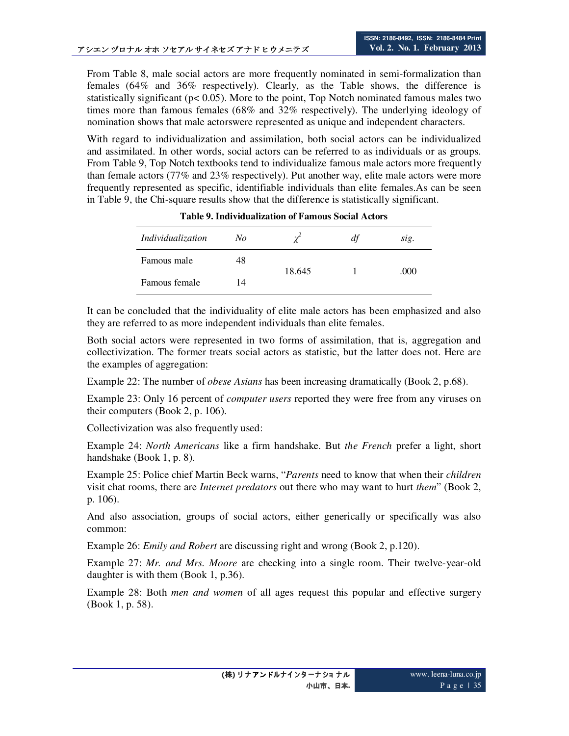From Table 8, male social actors are more frequently nominated in semi-formalization than females (64% and 36% respectively). Clearly, as the Table shows, the difference is statistically significant ($p < 0.05$). More to the point, Top Notch nominated famous males two times more than famous females (68% and 32% respectively). The underlying ideology of nomination shows that male actorswere represented as unique and independent characters.

With regard to individualization and assimilation, both social actors can be individualized and assimilated. In other words, social actors can be referred to as individuals or as groups. From Table 9, Top Notch textbooks tend to individualize famous male actors more frequently than female actors (77% and 23% respectively). Put another way, elite male actors were more frequently represented as specific, identifiable individuals than elite females.As can be seen in Table 9, the Chi-square results show that the difference is statistically significant.

**Table 9. Individualization of Famous Social Actors**

| *Individualization* | *No* | $\chi^2$ | *df* | *sig.* |
|---|---|---|---|---|
| Famous male | 48 | 18.645 | 1 | .000 |
| Famous female | 14 | | | |

It can be concluded that the individuality of elite male actors has been emphasized and also they are referred to as more independent individuals than elite females.

Both social actors were represented in two forms of assimilation, that is, aggregation and collectivization. The former treats social actors as statistic, but the latter does not. Here are the examples of aggregation:

Example 22: The number of *obese Asians* has been increasing dramatically (Book 2, p.68).

Example 23: Only 16 percent of *computer users* reported they were free from any viruses on their computers (Book 2, p. 106).

Collectivization was also frequently used:

Example 24: *North Americans* like a firm handshake. But *the French* prefer a light, short handshake (Book 1, p. 8).

Example 25: Police chief Martin Beck warns, "*Parents* need to know that when their *children* visit chat rooms, there are *Internet predators* out there who may want to hurt *them*" (Book 2, p. 106).

And also association, groups of social actors, either generically or specifically was also common:

Example 26: *Emily and Robert* are discussing right and wrong (Book 2, p.120).

Example 27: *Mr. and Mrs. Moore* are checking into a single room. Their twelve-year-old daughter is with them (Book 1, p.36).

Example 28: Both *men and women* of all ages request this popular and effective surgery (Book 1, p. 58).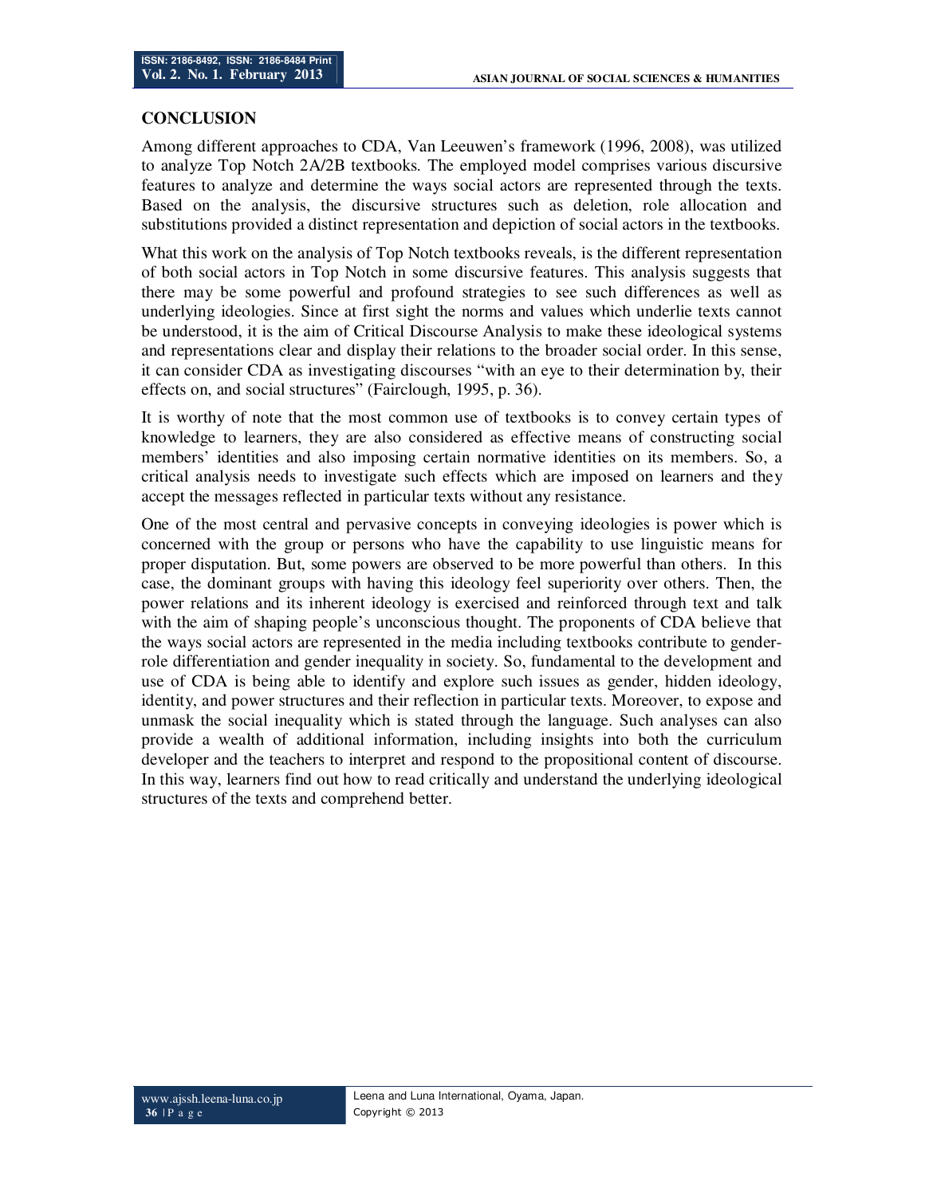## CONCLUSION

Among different approaches to CDA, Van Leeuwen's framework (1996, 2008), was utilized to analyze Top Notch 2A/2B textbooks. The employed model comprises various discursive features to analyze and determine the ways social actors are represented through the texts. Based on the analysis, the discursive structures such as deletion, role allocation and substitutions provided a distinct representation and depiction of social actors in the textbooks.

What this work on the analysis of Top Notch textbooks reveals, is the different representation of both social actors in Top Notch in some discursive features. This analysis suggests that there may be some powerful and profound strategies to see such differences as well as underlying ideologies. Since at first sight the norms and values which underlie texts cannot be understood, it is the aim of Critical Discourse Analysis to make these ideological systems and representations clear and display their relations to the broader social order. In this sense, it can consider CDA as investigating discourses "with an eye to their determination by, their effects on, and social structures" (Fairclough, 1995, p. 36).

It is worthy of note that the most common use of textbooks is to convey certain types of knowledge to learners, they are also considered as effective means of constructing social members' identities and also imposing certain normative identities on its members. So, a critical analysis needs to investigate such effects which are imposed on learners and they accept the messages reflected in particular texts without any resistance.

One of the most central and pervasive concepts in conveying ideologies is power which is concerned with the group or persons who have the capability to use linguistic means for proper disputation. But, some powers are observed to be more powerful than others. In this case, the dominant groups with having this ideology feel superiority over others. Then, the power relations and its inherent ideology is exercised and reinforced through text and talk with the aim of shaping people's unconscious thought. The proponents of CDA believe that the ways social actors are represented in the media including textbooks contribute to gender-role differentiation and gender inequality in society. So, fundamental to the development and use of CDA is being able to identify and explore such issues as gender, hidden ideology, identity, and power structures and their reflection in particular texts. Moreover, to expose and unmask the social inequality which is stated through the language. Such analyses can also provide a wealth of additional information, including insights into both the curriculum developer and the teachers to interpret and respond to the propositional content of discourse. In this way, learners find out how to read critically and understand the underlying ideological structures of the texts and comprehend better.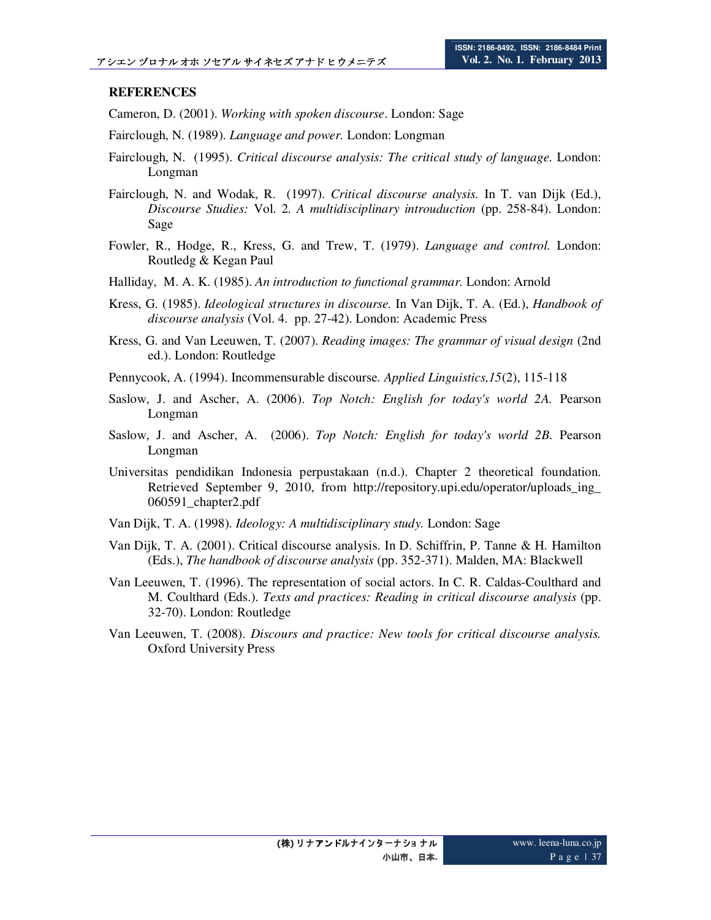## REFERENCES

Cameron, D. (2001). *Working with spoken discourse*. London: Sage

Fairclough, N. (1989). *Language and power.* London: Longman

Fairclough, N. (1995). *Critical discourse analysis: The critical study of language.* London: Longman

Fairclough, N. and Wodak, R. (1997). *Critical discourse analysis.* In T. van Dijk (Ed.), *Discourse Studies:* Vol. 2. *A multidisciplinary introuduction* (pp. 258-84). London: Sage

Fowler, R., Hodge, R., Kress, G. and Trew, T. (1979). *Language and control.* London: Routledg & Kegan Paul

Halliday, M. A. K. (1985). *An introduction to functional grammar.* London: Arnold

Kress, G. (1985). *Ideological structures in discourse.* In Van Dijk, T. A. (Ed.), *Handbook of discourse analysis* (Vol. 4. pp. 27-42). London: Academic Press

Kress, G. and Van Leeuwen, T. (2007). *Reading images: The grammar of visual design* (2nd ed.). London: Routledge

Pennycook, A. (1994). Incommensurable discourse. *Applied Linguistics,15*(2), 115-118

Saslow, J. and Ascher, A. (2006). *Top Notch: English for today's world 2A.* Pearson Longman

Saslow, J. and Ascher, A. (2006). *Top Notch: English for today's world 2B.* Pearson Longman

Universitas pendidikan Indonesia perpustakaan (n.d.). Chapter 2 theoretical foundation. Retrieved September 9, 2010, from http://repository.upi.edu/operator/uploads_ing_060591_chapter2.pdf

Van Dijk, T. A. (1998). *Ideology: A multidisciplinary study.* London: Sage

Van Dijk, T. A. (2001). Critical discourse analysis. In D. Schiffrin, P. Tanne & H. Hamilton (Eds.), *The handbook of discourse analysis* (pp. 352-371). Malden, MA: Blackwell

Van Leeuwen, T. (1996). The representation of social actors. In C. R. Caldas-Coulthard and M. Coulthard (Eds.). *Texts and practices: Reading in critical discourse analysis* (pp. 32-70). London: Routledge

Van Leeuwen, T. (2008). *Discours and practice: New tools for critical discourse analysis.* Oxford University Press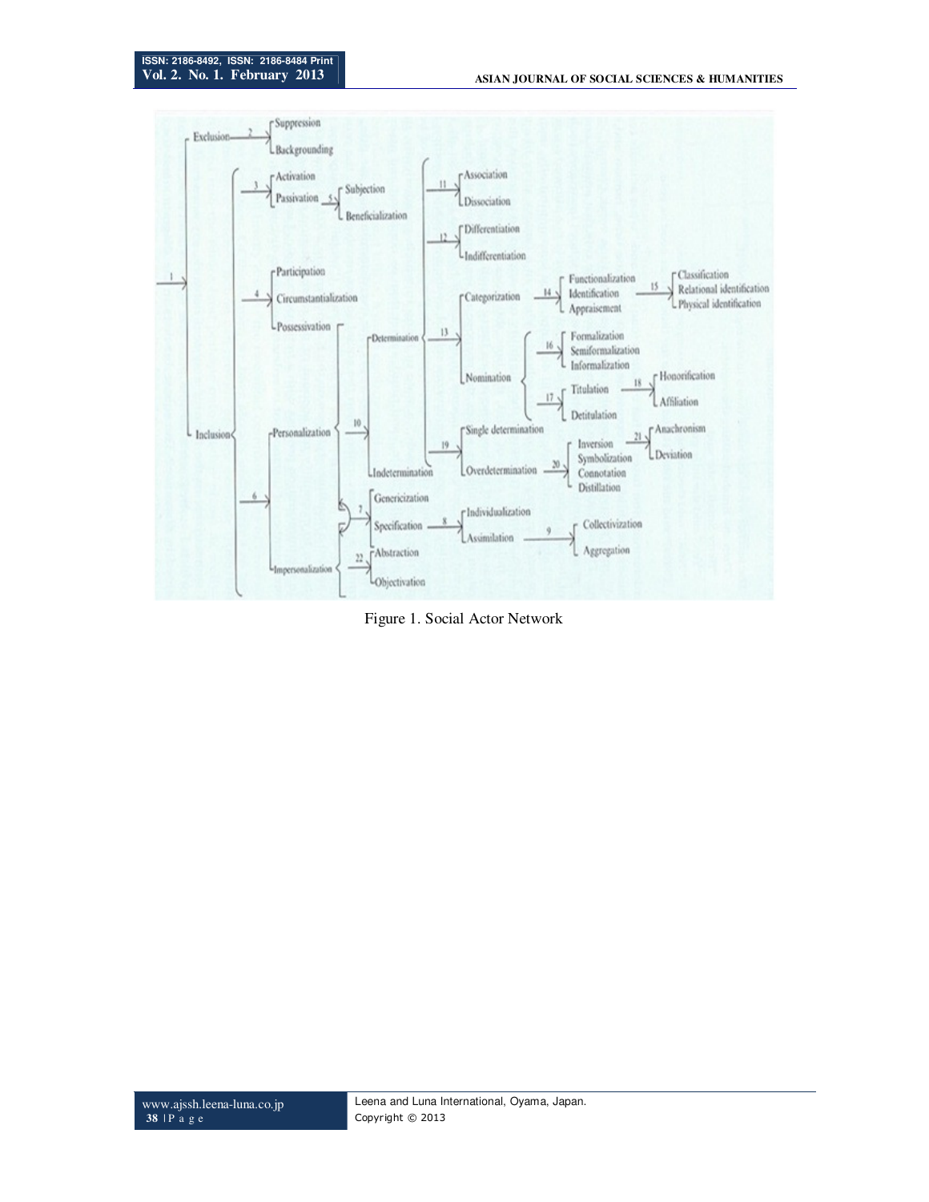Exclusion
2
Suppression
Backgrounding
1
Inclusion
3
Activation
Passivation
5
Subjection
Beneficialization
4
Participation
Circumstantialization
Possessivation
6
Personalization
Impersonalization
10
Determination
Indetermination
11
Association
Dissociation
12
Differentiation
Indifferentiation
13
Categorization
14
Functionalization
Identification
Appraisement
15
Classification
Relational identification
Physical identification
Nomination
16
Formalization
Semiformalization
Informalization
17
Titulation
Detitulation
18
Honorification
Affiliation
19
Single determination
Overdetermination
20
Inversion
Symbolization
Connotation
Distillation
21
Anachronism
Deviation
7
Genericization
Specification
8
Individualization
Assimilation
9
Collectivization
Aggregation
22
Abstraction
Objectivation

Figure 1. Social Actor Network